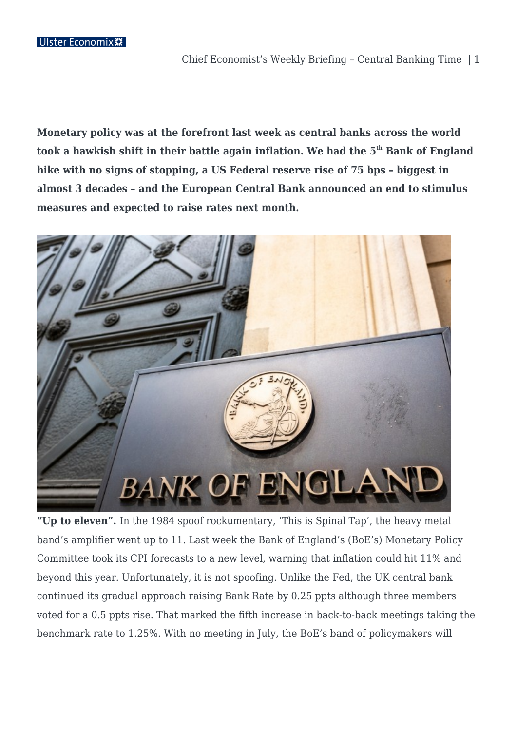**Monetary policy was at the forefront last week as central banks across the world took a hawkish shift in their battle again inflation. We had the 5th Bank of England hike with no signs of stopping, a US Federal reserve rise of 75 bps – biggest in almost 3 decades – and the European Central Bank announced an end to stimulus measures and expected to raise rates next month.**

**"Up to eleven".** In the 1984 spoof rockumentary, 'This is Spinal Tap', the heavy metal band's amplifier went up to 11. Last week the Bank of England's (BoE's) Monetary Policy Committee took its CPI forecasts to a new level, warning that inflation could hit 11% and beyond this year. Unfortunately, it is not spoofing. Unlike the Fed, the UK central bank continued its gradual approach raising Bank Rate by 0.25 ppts although three members voted for a 0.5 ppts rise. That marked the fifth increase in back-to-back meetings taking the benchmark rate to 1.25%. With no meeting in July, the BoE's band of policymakers will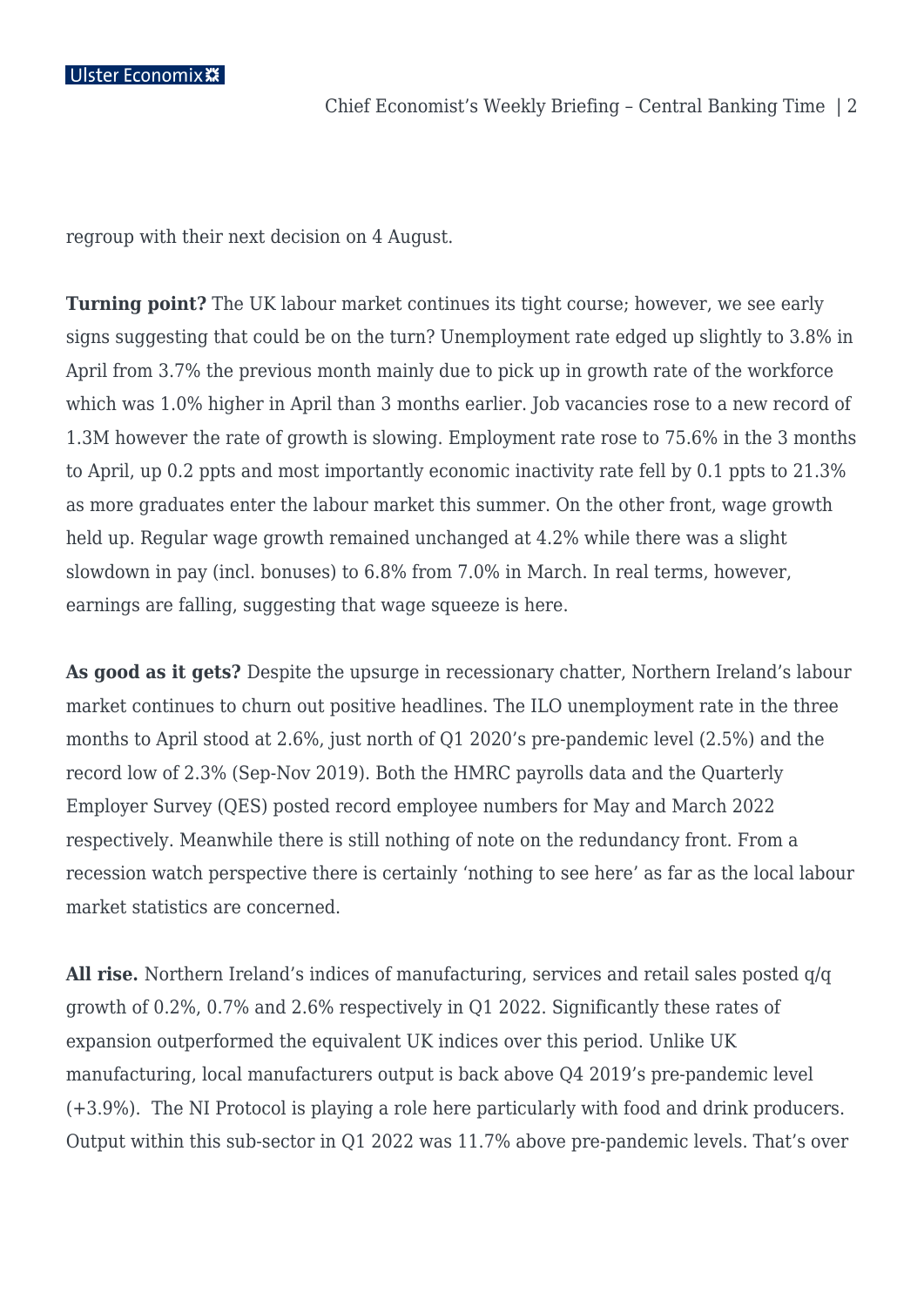regroup with their next decision on 4 August.

**Turning point?** The UK labour market continues its tight course; however, we see early signs suggesting that could be on the turn? Unemployment rate edged up slightly to 3.8% in April from 3.7% the previous month mainly due to pick up in growth rate of the workforce which was 1.0% higher in April than 3 months earlier. Job vacancies rose to a new record of 1.3M however the rate of growth is slowing. Employment rate rose to 75.6% in the 3 months to April, up 0.2 ppts and most importantly economic inactivity rate fell by 0.1 ppts to 21.3% as more graduates enter the labour market this summer. On the other front, wage growth held up. Regular wage growth remained unchanged at 4.2% while there was a slight slowdown in pay (incl. bonuses) to 6.8% from 7.0% in March. In real terms, however, earnings are falling, suggesting that wage squeeze is here.

**As good as it gets?** Despite the upsurge in recessionary chatter, Northern Ireland's labour market continues to churn out positive headlines. The ILO unemployment rate in the three months to April stood at 2.6%, just north of Q1 2020's pre-pandemic level (2.5%) and the record low of 2.3% (Sep-Nov 2019). Both the HMRC payrolls data and the Quarterly Employer Survey (QES) posted record employee numbers for May and March 2022 respectively. Meanwhile there is still nothing of note on the redundancy front. From a recession watch perspective there is certainly 'nothing to see here' as far as the local labour market statistics are concerned.

**All rise.** Northern Ireland's indices of manufacturing, services and retail sales posted q/q growth of 0.2%, 0.7% and 2.6% respectively in Q1 2022. Significantly these rates of expansion outperformed the equivalent UK indices over this period. Unlike UK manufacturing, local manufacturers output is back above Q4 2019's pre-pandemic level (+3.9%). The NI Protocol is playing a role here particularly with food and drink producers. Output within this sub-sector in Q1 2022 was 11.7% above pre-pandemic levels. That's over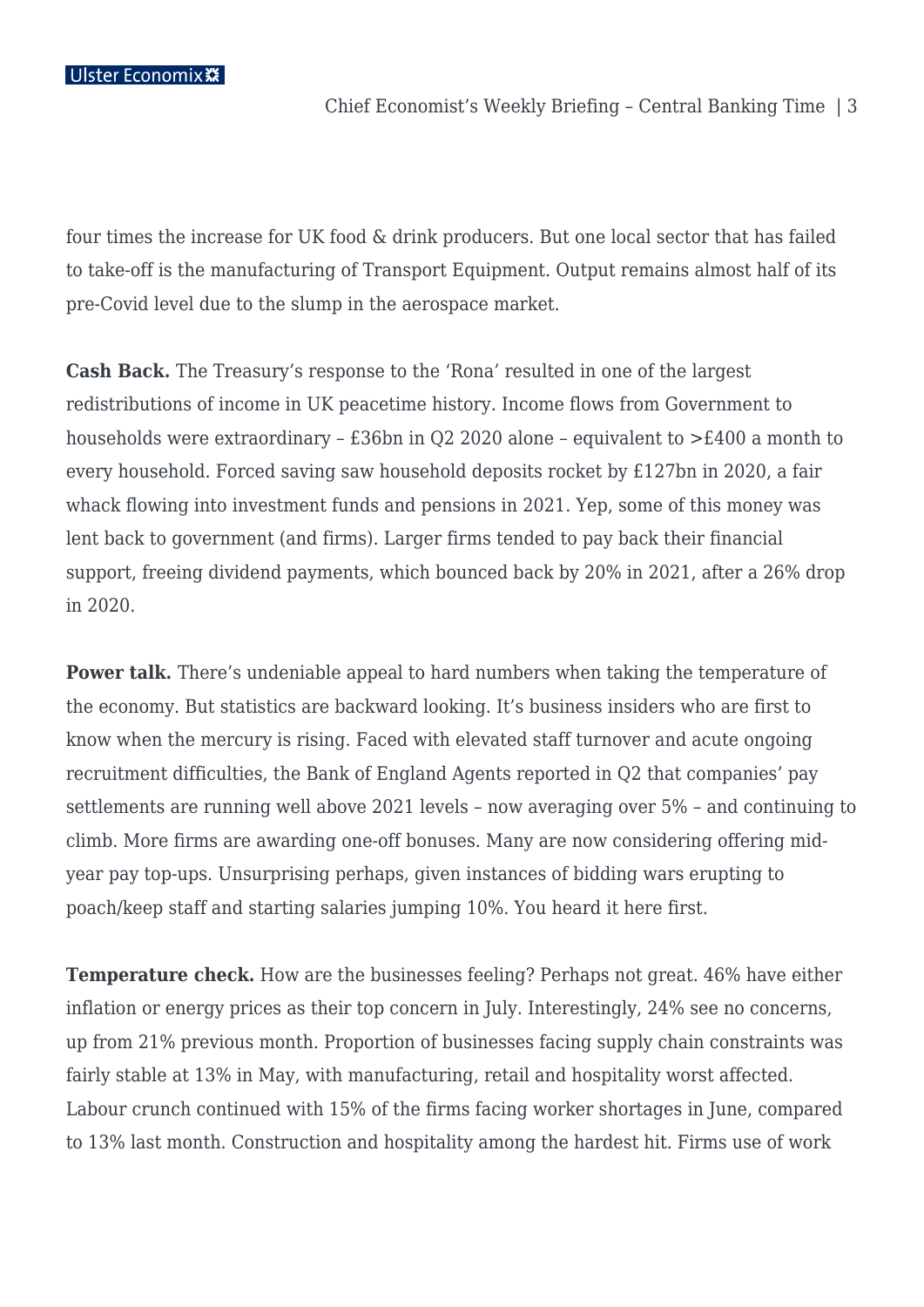four times the increase for UK food & drink producers. But one local sector that has failed to take-off is the manufacturing of Transport Equipment. Output remains almost half of its pre-Covid level due to the slump in the aerospace market.

**Cash Back.** The Treasury's response to the 'Rona' resulted in one of the largest redistributions of income in UK peacetime history. Income flows from Government to households were extraordinary – £36bn in Q2 2020 alone – equivalent to >£400 a month to every household. Forced saving saw household deposits rocket by £127bn in 2020, a fair whack flowing into investment funds and pensions in 2021. Yep, some of this money was lent back to government (and firms). Larger firms tended to pay back their financial support, freeing dividend payments, which bounced back by 20% in 2021, after a 26% drop in 2020.

**Power talk.** There's undeniable appeal to hard numbers when taking the temperature of the economy. But statistics are backward looking. It's business insiders who are first to know when the mercury is rising. Faced with elevated staff turnover and acute ongoing recruitment difficulties, the Bank of England Agents reported in Q2 that companies' pay settlements are running well above 2021 levels – now averaging over 5% – and continuing to climb. More firms are awarding one-off bonuses. Many are now considering offering mid-year pay top-ups. Unsurprising perhaps, given instances of bidding wars erupting to poach/keep staff and starting salaries jumping 10%. You heard it here first.

**Temperature check.** How are the businesses feeling? Perhaps not great. 46% have either inflation or energy prices as their top concern in July. Interestingly, 24% see no concerns, up from 21% previous month. Proportion of businesses facing supply chain constraints was fairly stable at 13% in May, with manufacturing, retail and hospitality worst affected. Labour crunch continued with 15% of the firms facing worker shortages in June, compared to 13% last month. Construction and hospitality among the hardest hit. Firms use of work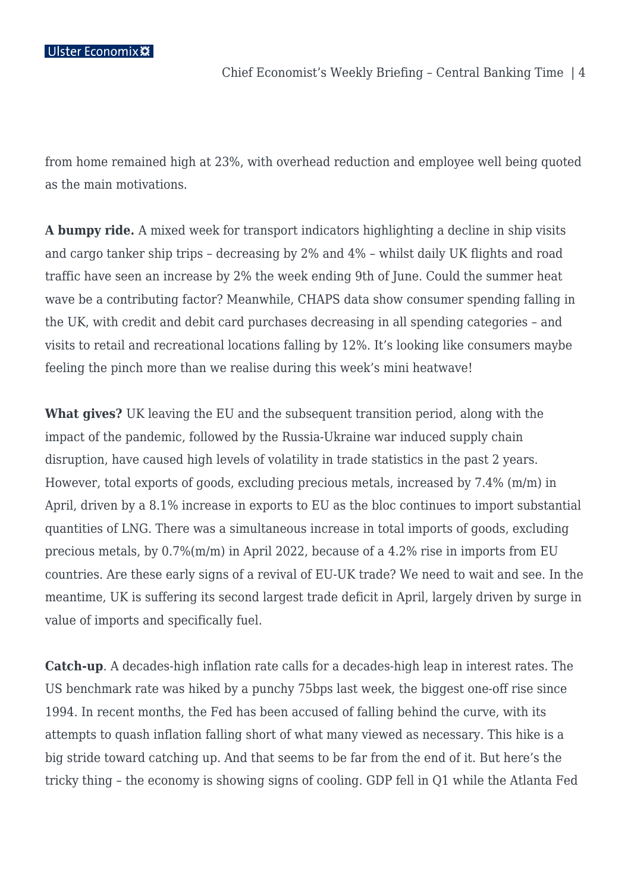from home remained high at 23%, with overhead reduction and employee well being quoted as the main motivations.

**A bumpy ride.** A mixed week for transport indicators highlighting a decline in ship visits and cargo tanker ship trips – decreasing by 2% and 4% – whilst daily UK flights and road traffic have seen an increase by 2% the week ending 9th of June. Could the summer heat wave be a contributing factor? Meanwhile, CHAPS data show consumer spending falling in the UK, with credit and debit card purchases decreasing in all spending categories – and visits to retail and recreational locations falling by 12%. It's looking like consumers maybe feeling the pinch more than we realise during this week's mini heatwave!

**What gives?** UK leaving the EU and the subsequent transition period, along with the impact of the pandemic, followed by the Russia-Ukraine war induced supply chain disruption, have caused high levels of volatility in trade statistics in the past 2 years. However, total exports of goods, excluding precious metals, increased by 7.4% (m/m) in April, driven by a 8.1% increase in exports to EU as the bloc continues to import substantial quantities of LNG. There was a simultaneous increase in total imports of goods, excluding precious metals, by 0.7%(m/m) in April 2022, because of a 4.2% rise in imports from EU countries. Are these early signs of a revival of EU-UK trade? We need to wait and see. In the meantime, UK is suffering its second largest trade deficit in April, largely driven by surge in value of imports and specifically fuel.

**Catch-up**. A decades-high inflation rate calls for a decades-high leap in interest rates. The US benchmark rate was hiked by a punchy 75bps last week, the biggest one-off rise since 1994. In recent months, the Fed has been accused of falling behind the curve, with its attempts to quash inflation falling short of what many viewed as necessary. This hike is a big stride toward catching up. And that seems to be far from the end of it. But here's the tricky thing – the economy is showing signs of cooling. GDP fell in Q1 while the Atlanta Fed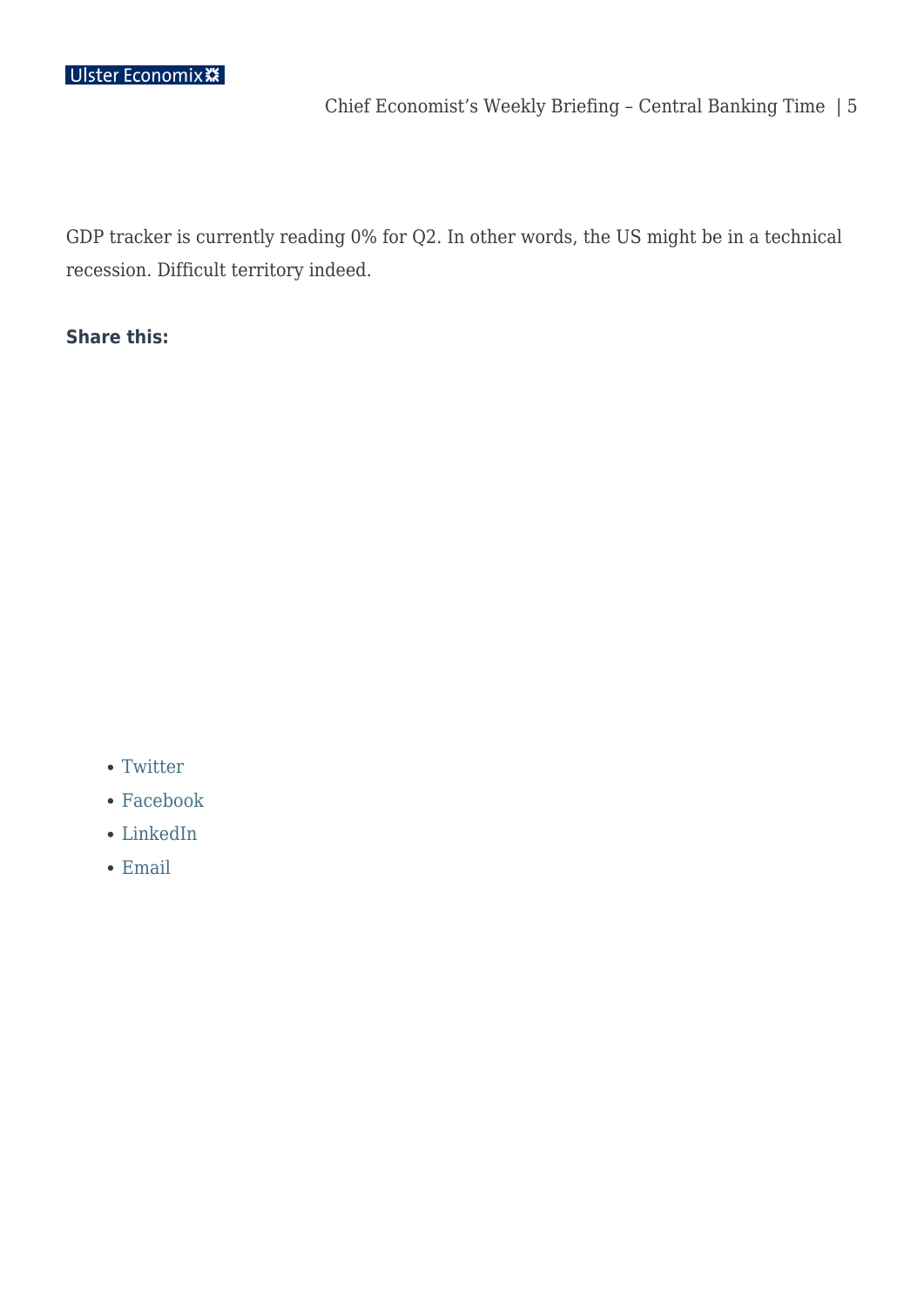GDP tracker is currently reading 0% for Q2. In other words, the US might be in a technical recession. Difficult territory indeed.

**Share this:**

- Twitter
- Facebook
- LinkedIn
- Email